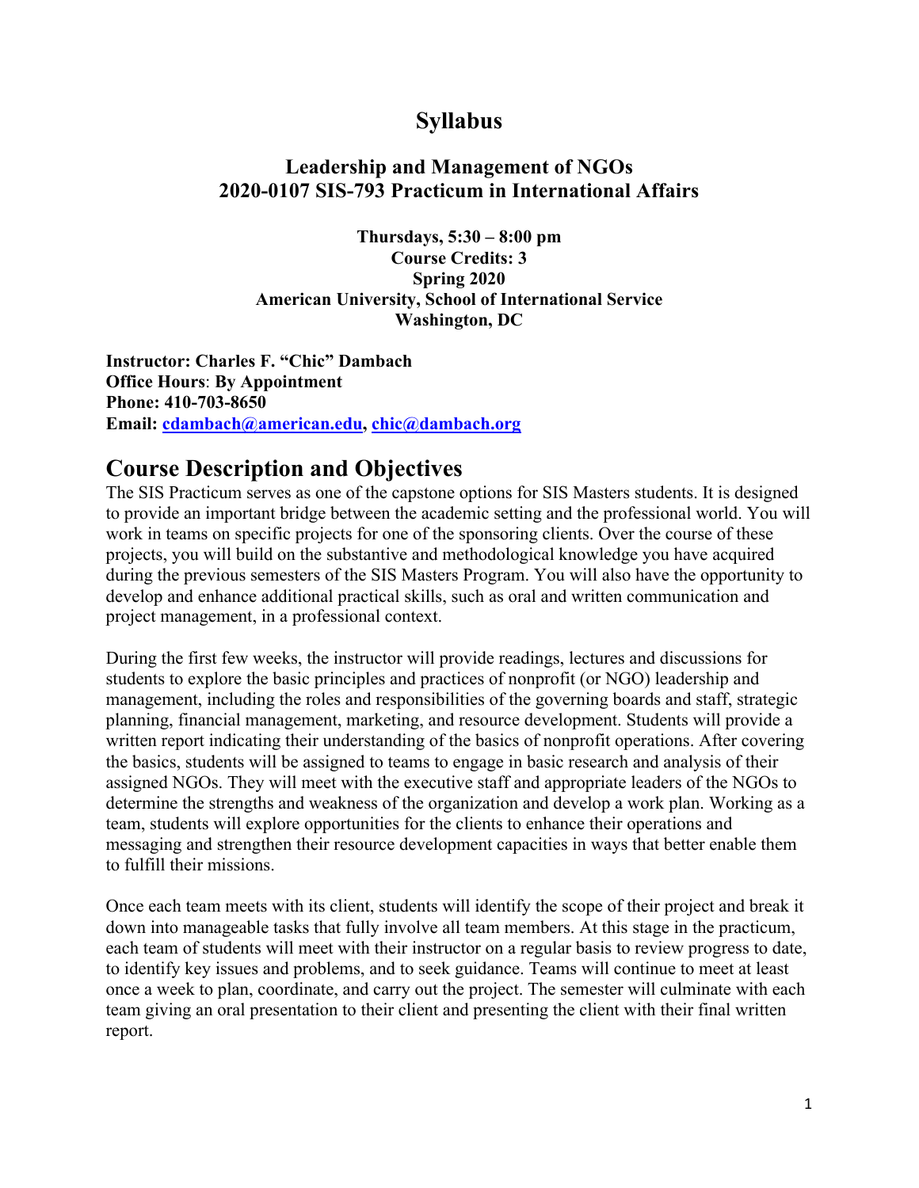# Syllabus

## Leadership and Management of NGOs
## 2020-0107 SIS-793 Practicum in International Affairs

**Thursdays, 5:30 – 8:00 pm**
**Course Credits: 3**
**Spring 2020**
**American University, School of International Service**
**Washington, DC**

**Instructor: Charles F. "Chic" Dambach**
**Office Hours**: **By Appointment**
**Phone: 410-703-8650**
**Email: cdambach@american.edu, chic@dambach.org**

# Course Description and Objectives

The SIS Practicum serves as one of the capstone options for SIS Masters students. It is designed to provide an important bridge between the academic setting and the professional world. You will work in teams on specific projects for one of the sponsoring clients. Over the course of these projects, you will build on the substantive and methodological knowledge you have acquired during the previous semesters of the SIS Masters Program. You will also have the opportunity to develop and enhance additional practical skills, such as oral and written communication and project management, in a professional context.

During the first few weeks, the instructor will provide readings, lectures and discussions for students to explore the basic principles and practices of nonprofit (or NGO) leadership and management, including the roles and responsibilities of the governing boards and staff, strategic planning, financial management, marketing, and resource development. Students will provide a written report indicating their understanding of the basics of nonprofit operations. After covering the basics, students will be assigned to teams to engage in basic research and analysis of their assigned NGOs. They will meet with the executive staff and appropriate leaders of the NGOs to determine the strengths and weakness of the organization and develop a work plan. Working as a team, students will explore opportunities for the clients to enhance their operations and messaging and strengthen their resource development capacities in ways that better enable them to fulfill their missions.

Once each team meets with its client, students will identify the scope of their project and break it down into manageable tasks that fully involve all team members. At this stage in the practicum, each team of students will meet with their instructor on a regular basis to review progress to date, to identify key issues and problems, and to seek guidance. Teams will continue to meet at least once a week to plan, coordinate, and carry out the project. The semester will culminate with each team giving an oral presentation to their client and presenting the client with their final written report.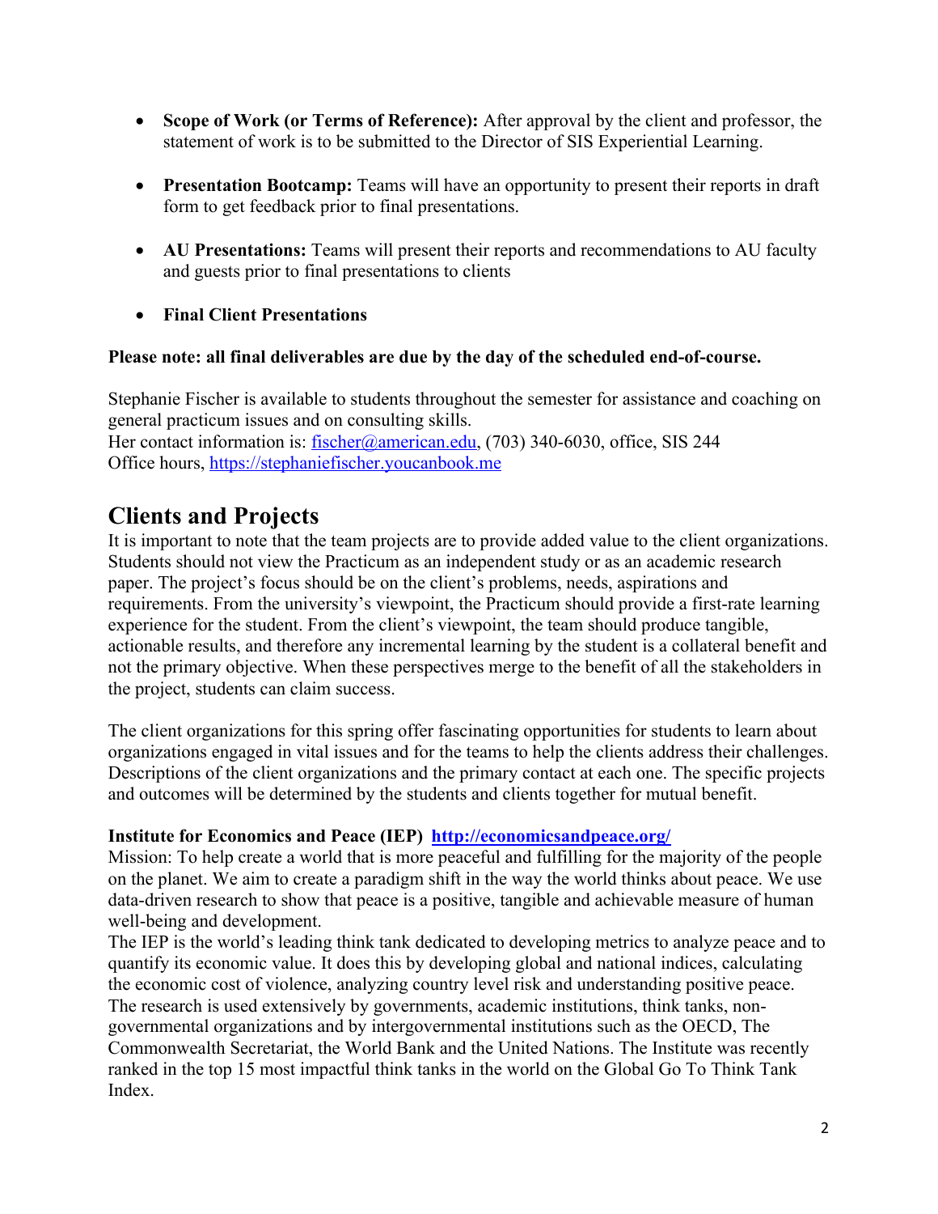- **Scope of Work (or Terms of Reference):** After approval by the client and professor, the statement of work is to be submitted to the Director of SIS Experiential Learning.

- **Presentation Bootcamp:** Teams will have an opportunity to present their reports in draft form to get feedback prior to final presentations.

- **AU Presentations:** Teams will present their reports and recommendations to AU faculty and guests prior to final presentations to clients

- **Final Client Presentations**

**Please note: all final deliverables are due by the day of the scheduled end-of-course.**

Stephanie Fischer is available to students throughout the semester for assistance and coaching on general practicum issues and on consulting skills.
Her contact information is: [fischer@american.edu](mailto:fischer@american.edu), (703) 340-6030, office, SIS 244
Office hours, [https://stephaniefischer.youcanbook.me](https://stephaniefischer.youcanbook.me)

## Clients and Projects

It is important to note that the team projects are to provide added value to the client organizations. Students should not view the Practicum as an independent study or as an academic research paper. The project's focus should be on the client's problems, needs, aspirations and requirements. From the university's viewpoint, the Practicum should provide a first-rate learning experience for the student. From the client's viewpoint, the team should produce tangible, actionable results, and therefore any incremental learning by the student is a collateral benefit and not the primary objective. When these perspectives merge to the benefit of all the stakeholders in the project, students can claim success.

The client organizations for this spring offer fascinating opportunities for students to learn about organizations engaged in vital issues and for the teams to help the clients address their challenges. Descriptions of the client organizations and the primary contact at each one. The specific projects and outcomes will be determined by the students and clients together for mutual benefit.

**Institute for Economics and Peace (IEP)** [**http://economicsandpeace.org/**](http://economicsandpeace.org/)
Mission: To help create a world that is more peaceful and fulfilling for the majority of the people on the planet. We aim to create a paradigm shift in the way the world thinks about peace. We use data-driven research to show that peace is a positive, tangible and achievable measure of human well-being and development.
The IEP is the world's leading think tank dedicated to developing metrics to analyze peace and to quantify its economic value. It does this by developing global and national indices, calculating the economic cost of violence, analyzing country level risk and understanding positive peace. The research is used extensively by governments, academic institutions, think tanks, non-governmental organizations and by intergovernmental institutions such as the OECD, The Commonwealth Secretariat, the World Bank and the United Nations. The Institute was recently ranked in the top 15 most impactful think tanks in the world on the Global Go To Think Tank Index.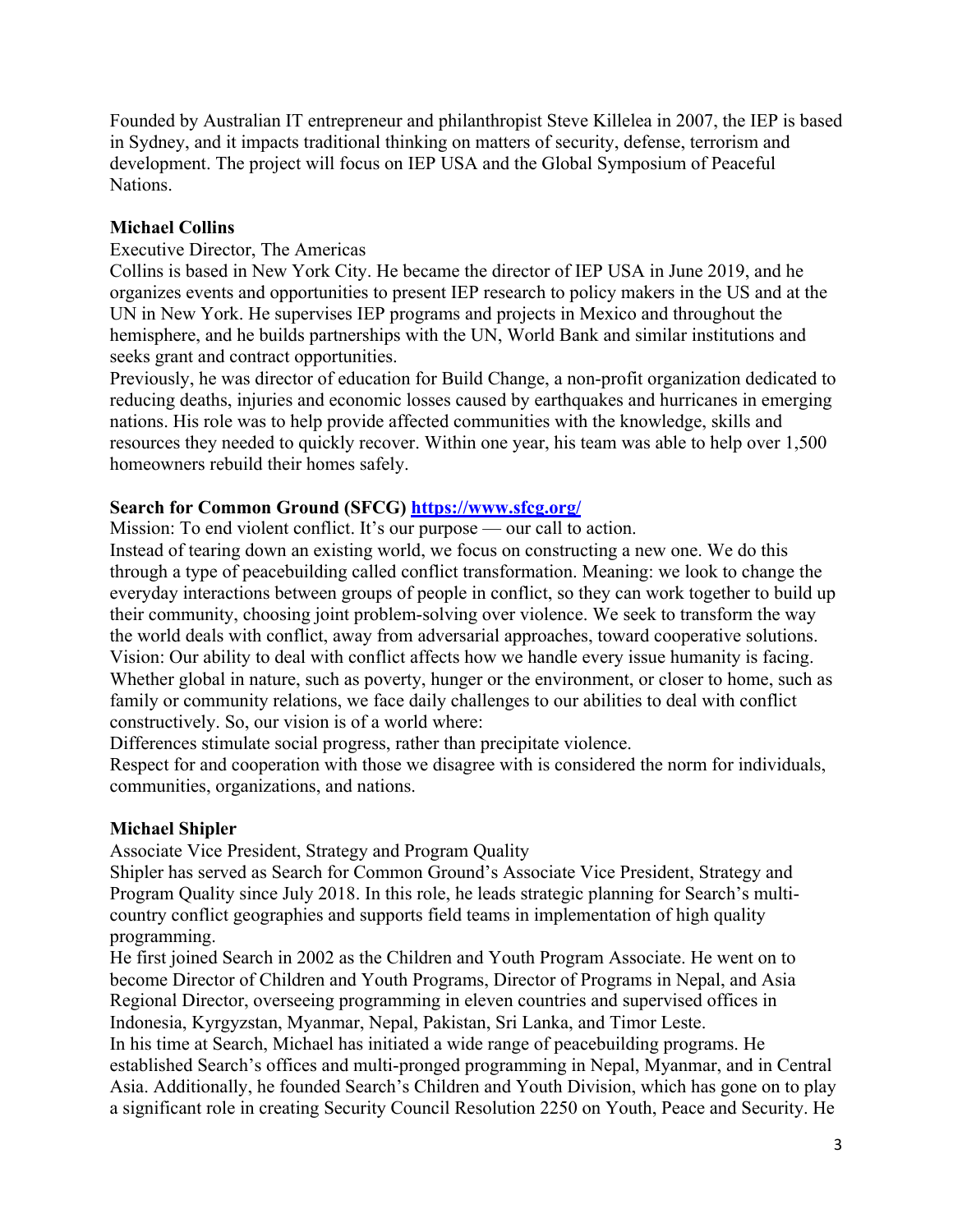Founded by Australian IT entrepreneur and philanthropist Steve Killelea in 2007, the IEP is based in Sydney, and it impacts traditional thinking on matters of security, defense, terrorism and development. The project will focus on IEP USA and the Global Symposium of Peaceful Nations.

**Michael Collins**

Executive Director, The Americas

Collins is based in New York City. He became the director of IEP USA in June 2019, and he organizes events and opportunities to present IEP research to policy makers in the US and at the UN in New York. He supervises IEP programs and projects in Mexico and throughout the hemisphere, and he builds partnerships with the UN, World Bank and similar institutions and seeks grant and contract opportunities.

Previously, he was director of education for Build Change, a non-profit organization dedicated to reducing deaths, injuries and economic losses caused by earthquakes and hurricanes in emerging nations. His role was to help provide affected communities with the knowledge, skills and resources they needed to quickly recover. Within one year, his team was able to help over 1,500 homeowners rebuild their homes safely.

**Search for Common Ground (SFCG) [https://www.sfcg.org/](https://www.sfcg.org/)**

Mission: To end violent conflict. It's our purpose — our call to action.

Instead of tearing down an existing world, we focus on constructing a new one. We do this through a type of peacebuilding called conflict transformation. Meaning: we look to change the everyday interactions between groups of people in conflict, so they can work together to build up their community, choosing joint problem-solving over violence. We seek to transform the way the world deals with conflict, away from adversarial approaches, toward cooperative solutions.

Vision: Our ability to deal with conflict affects how we handle every issue humanity is facing. Whether global in nature, such as poverty, hunger or the environment, or closer to home, such as family or community relations, we face daily challenges to our abilities to deal with conflict constructively. So, our vision is of a world where:

Differences stimulate social progress, rather than precipitate violence.

Respect for and cooperation with those we disagree with is considered the norm for individuals, communities, organizations, and nations.

**Michael Shipler**

Associate Vice President, Strategy and Program Quality

Shipler has served as Search for Common Ground's Associate Vice President, Strategy and Program Quality since July 2018. In this role, he leads strategic planning for Search's multi-country conflict geographies and supports field teams in implementation of high quality programming.

He first joined Search in 2002 as the Children and Youth Program Associate. He went on to become Director of Children and Youth Programs, Director of Programs in Nepal, and Asia Regional Director, overseeing programming in eleven countries and supervised offices in Indonesia, Kyrgyzstan, Myanmar, Nepal, Pakistan, Sri Lanka, and Timor Leste.

In his time at Search, Michael has initiated a wide range of peacebuilding programs. He established Search's offices and multi-pronged programming in Nepal, Myanmar, and in Central Asia. Additionally, he founded Search's Children and Youth Division, which has gone on to play a significant role in creating Security Council Resolution 2250 on Youth, Peace and Security. He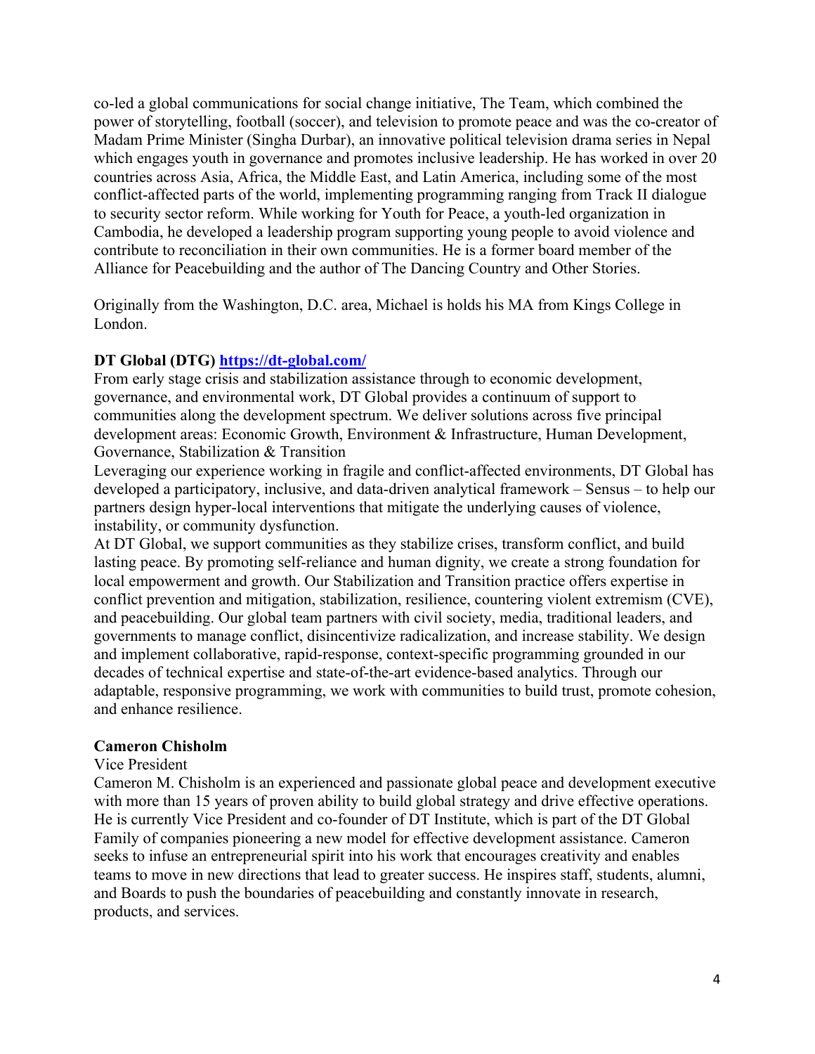co-led a global communications for social change initiative, The Team, which combined the power of storytelling, football (soccer), and television to promote peace and was the co-creator of Madam Prime Minister (Singha Durbar), an innovative political television drama series in Nepal which engages youth in governance and promotes inclusive leadership. He has worked in over 20 countries across Asia, Africa, the Middle East, and Latin America, including some of the most conflict-affected parts of the world, implementing programming ranging from Track II dialogue to security sector reform. While working for Youth for Peace, a youth-led organization in Cambodia, he developed a leadership program supporting young people to avoid violence and contribute to reconciliation in their own communities. He is a former board member of the Alliance for Peacebuilding and the author of The Dancing Country and Other Stories.

Originally from the Washington, D.C. area, Michael is holds his MA from Kings College in London.

**DT Global (DTG) [https://dt-global.com/](https://dt-global.com/)**

From early stage crisis and stabilization assistance through to economic development, governance, and environmental work, DT Global provides a continuum of support to communities along the development spectrum. We deliver solutions across five principal development areas: Economic Growth, Environment & Infrastructure, Human Development, Governance, Stabilization & Transition

Leveraging our experience working in fragile and conflict-affected environments, DT Global has developed a participatory, inclusive, and data-driven analytical framework – Sensus – to help our partners design hyper-local interventions that mitigate the underlying causes of violence, instability, or community dysfunction.

At DT Global, we support communities as they stabilize crises, transform conflict, and build lasting peace. By promoting self-reliance and human dignity, we create a strong foundation for local empowerment and growth. Our Stabilization and Transition practice offers expertise in conflict prevention and mitigation, stabilization, resilience, countering violent extremism (CVE), and peacebuilding. Our global team partners with civil society, media, traditional leaders, and governments to manage conflict, disincentivize radicalization, and increase stability. We design and implement collaborative, rapid-response, context-specific programming grounded in our decades of technical expertise and state-of-the-art evidence-based analytics. Through our adaptable, responsive programming, we work with communities to build trust, promote cohesion, and enhance resilience.

**Cameron Chisholm**

Vice President

Cameron M. Chisholm is an experienced and passionate global peace and development executive with more than 15 years of proven ability to build global strategy and drive effective operations. He is currently Vice President and co-founder of DT Institute, which is part of the DT Global Family of companies pioneering a new model for effective development assistance. Cameron seeks to infuse an entrepreneurial spirit into his work that encourages creativity and enables teams to move in new directions that lead to greater success. He inspires staff, students, alumni, and Boards to push the boundaries of peacebuilding and constantly innovate in research, products, and services.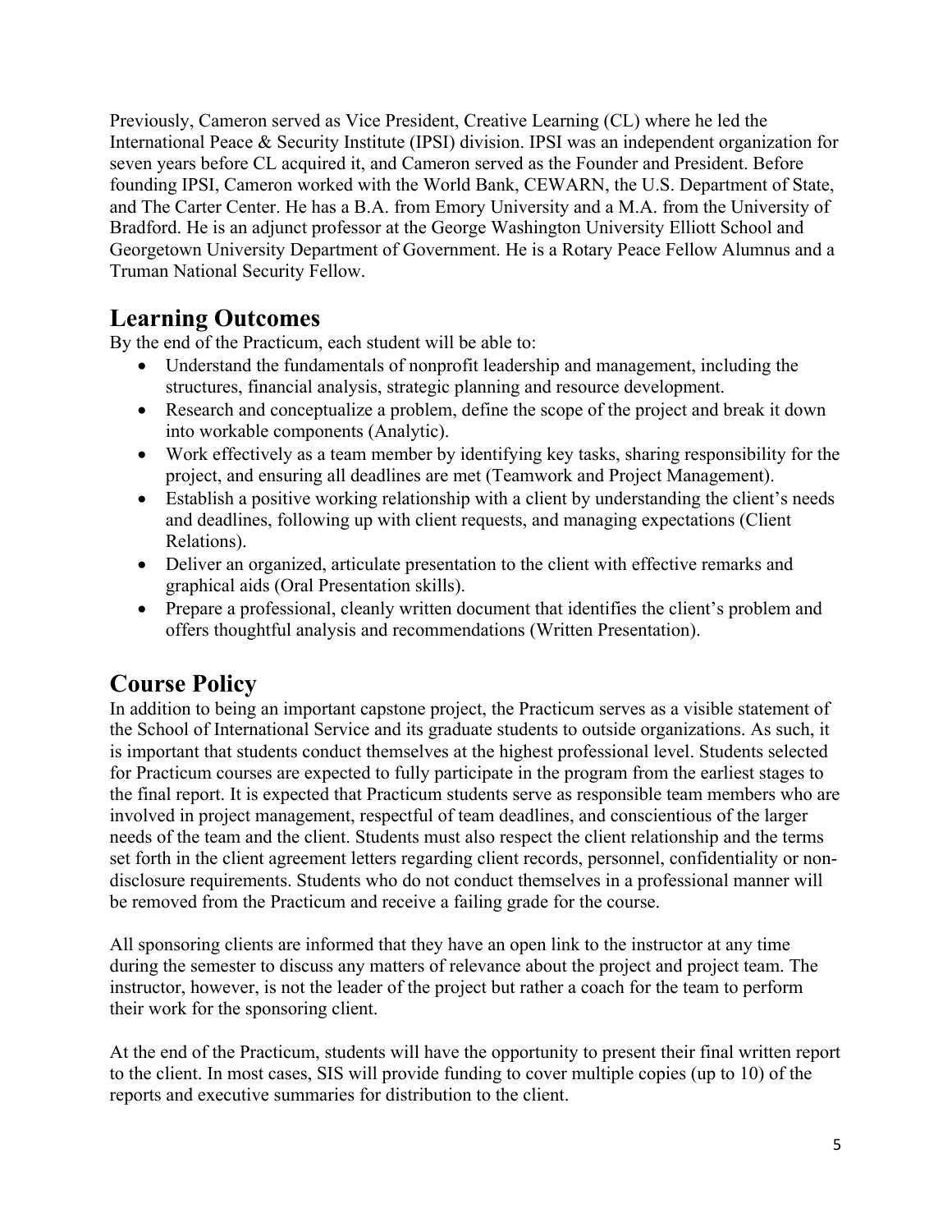Previously, Cameron served as Vice President, Creative Learning (CL) where he led the International Peace & Security Institute (IPSI) division. IPSI was an independent organization for seven years before CL acquired it, and Cameron served as the Founder and President. Before founding IPSI, Cameron worked with the World Bank, CEWARN, the U.S. Department of State, and The Carter Center. He has a B.A. from Emory University and a M.A. from the University of Bradford. He is an adjunct professor at the George Washington University Elliott School and Georgetown University Department of Government. He is a Rotary Peace Fellow Alumnus and a Truman National Security Fellow.

## Learning Outcomes

By the end of the Practicum, each student will be able to:

- Understand the fundamentals of nonprofit leadership and management, including the structures, financial analysis, strategic planning and resource development.
- Research and conceptualize a problem, define the scope of the project and break it down into workable components (Analytic).
- Work effectively as a team member by identifying key tasks, sharing responsibility for the project, and ensuring all deadlines are met (Teamwork and Project Management).
- Establish a positive working relationship with a client by understanding the client's needs and deadlines, following up with client requests, and managing expectations (Client Relations).
- Deliver an organized, articulate presentation to the client with effective remarks and graphical aids (Oral Presentation skills).
- Prepare a professional, cleanly written document that identifies the client's problem and offers thoughtful analysis and recommendations (Written Presentation).

## Course Policy

In addition to being an important capstone project, the Practicum serves as a visible statement of the School of International Service and its graduate students to outside organizations. As such, it is important that students conduct themselves at the highest professional level. Students selected for Practicum courses are expected to fully participate in the program from the earliest stages to the final report. It is expected that Practicum students serve as responsible team members who are involved in project management, respectful of team deadlines, and conscientious of the larger needs of the team and the client. Students must also respect the client relationship and the terms set forth in the client agreement letters regarding client records, personnel, confidentiality or non-disclosure requirements. Students who do not conduct themselves in a professional manner will be removed from the Practicum and receive a failing grade for the course.

All sponsoring clients are informed that they have an open link to the instructor at any time during the semester to discuss any matters of relevance about the project and project team. The instructor, however, is not the leader of the project but rather a coach for the team to perform their work for the sponsoring client.

At the end of the Practicum, students will have the opportunity to present their final written report to the client. In most cases, SIS will provide funding to cover multiple copies (up to 10) of the reports and executive summaries for distribution to the client.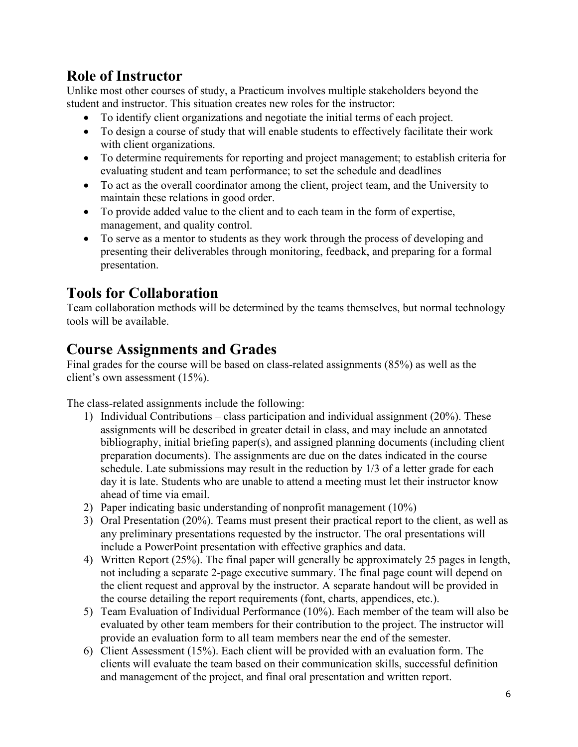## Role of Instructor

Unlike most other courses of study, a Practicum involves multiple stakeholders beyond the student and instructor. This situation creates new roles for the instructor:

- To identify client organizations and negotiate the initial terms of each project.
- To design a course of study that will enable students to effectively facilitate their work with client organizations.
- To determine requirements for reporting and project management; to establish criteria for evaluating student and team performance; to set the schedule and deadlines
- To act as the overall coordinator among the client, project team, and the University to maintain these relations in good order.
- To provide added value to the client and to each team in the form of expertise, management, and quality control.
- To serve as a mentor to students as they work through the process of developing and presenting their deliverables through monitoring, feedback, and preparing for a formal presentation.

## Tools for Collaboration

Team collaboration methods will be determined by the teams themselves, but normal technology tools will be available.

## Course Assignments and Grades

Final grades for the course will be based on class-related assignments (85%) as well as the client's own assessment (15%).

The class-related assignments include the following:

1) Individual Contributions – class participation and individual assignment (20%). These assignments will be described in greater detail in class, and may include an annotated bibliography, initial briefing paper(s), and assigned planning documents (including client preparation documents). The assignments are due on the dates indicated in the course schedule. Late submissions may result in the reduction by 1/3 of a letter grade for each day it is late. Students who are unable to attend a meeting must let their instructor know ahead of time via email.
2) Paper indicating basic understanding of nonprofit management (10%)
3) Oral Presentation (20%). Teams must present their practical report to the client, as well as any preliminary presentations requested by the instructor. The oral presentations will include a PowerPoint presentation with effective graphics and data.
4) Written Report (25%). The final paper will generally be approximately 25 pages in length, not including a separate 2-page executive summary. The final page count will depend on the client request and approval by the instructor. A separate handout will be provided in the course detailing the report requirements (font, charts, appendices, etc.).
5) Team Evaluation of Individual Performance (10%). Each member of the team will also be evaluated by other team members for their contribution to the project. The instructor will provide an evaluation form to all team members near the end of the semester.
6) Client Assessment (15%). Each client will be provided with an evaluation form. The clients will evaluate the team based on their communication skills, successful definition and management of the project, and final oral presentation and written report.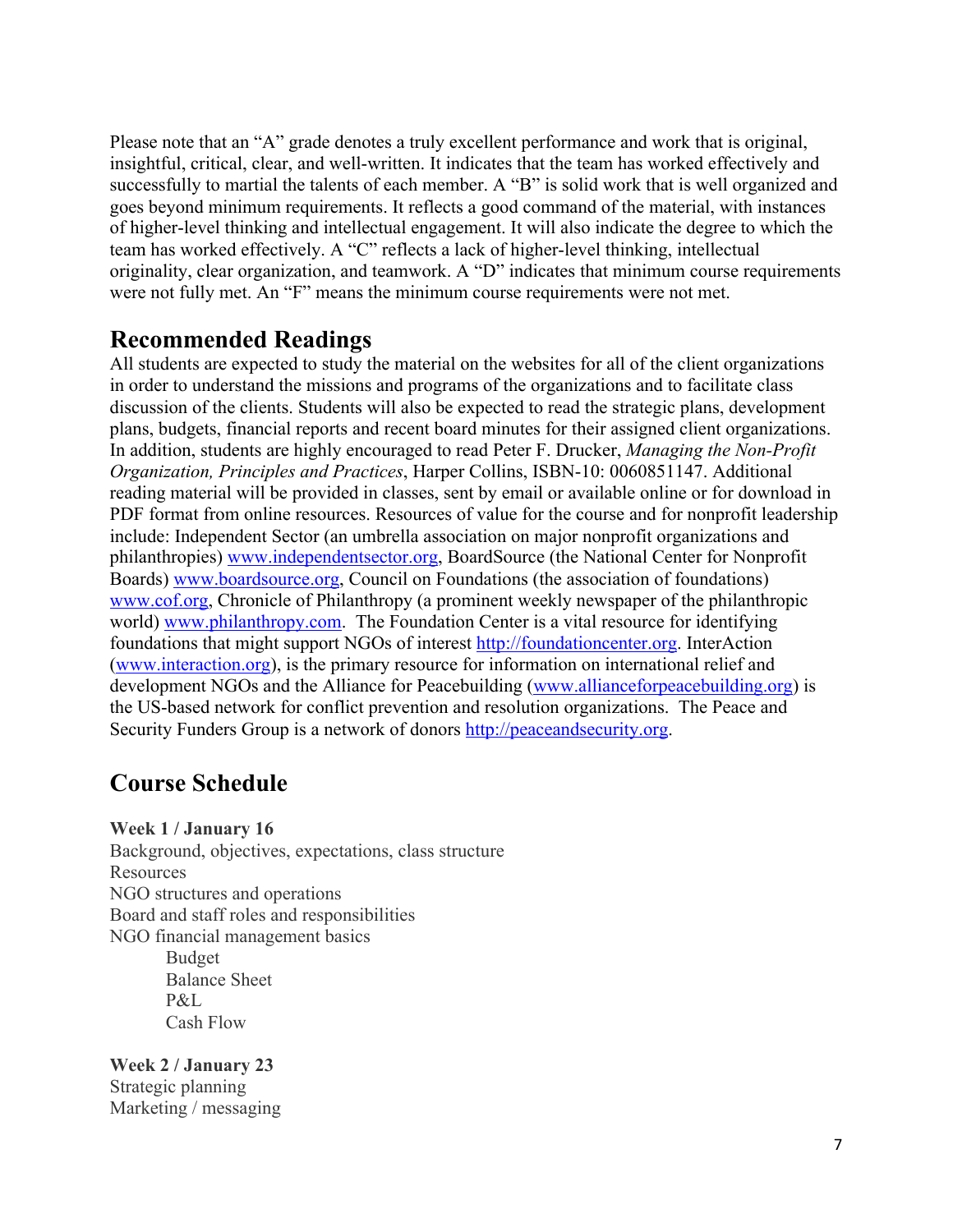Please note that an "A" grade denotes a truly excellent performance and work that is original, insightful, critical, clear, and well-written. It indicates that the team has worked effectively and successfully to martial the talents of each member. A "B" is solid work that is well organized and goes beyond minimum requirements. It reflects a good command of the material, with instances of higher-level thinking and intellectual engagement. It will also indicate the degree to which the team has worked effectively. A "C" reflects a lack of higher-level thinking, intellectual originality, clear organization, and teamwork. A "D" indicates that minimum course requirements were not fully met. An "F" means the minimum course requirements were not met.

## Recommended Readings

All students are expected to study the material on the websites for all of the client organizations in order to understand the missions and programs of the organizations and to facilitate class discussion of the clients. Students will also be expected to read the strategic plans, development plans, budgets, financial reports and recent board minutes for their assigned client organizations. In addition, students are highly encouraged to read Peter F. Drucker, *Managing the Non-Profit Organization, Principles and Practices*, Harper Collins, ISBN-10: 0060851147. Additional reading material will be provided in classes, sent by email or available online or for download in PDF format from online resources. Resources of value for the course and for nonprofit leadership include: Independent Sector (an umbrella association on major nonprofit organizations and philanthropies) www.independentsector.org, BoardSource (the National Center for Nonprofit Boards) www.boardsource.org, Council on Foundations (the association of foundations) www.cof.org, Chronicle of Philanthropy (a prominent weekly newspaper of the philanthropic world) www.philanthropy.com. The Foundation Center is a vital resource for identifying foundations that might support NGOs of interest http://foundationcenter.org. InterAction (www.interaction.org), is the primary resource for information on international relief and development NGOs and the Alliance for Peacebuilding (www.allianceforpeacebuilding.org) is the US-based network for conflict prevention and resolution organizations. The Peace and Security Funders Group is a network of donors http://peaceandsecurity.org.

## Course Schedule

**Week 1 / January 16**

Background, objectives, expectations, class structure
Resources
NGO structures and operations
Board and staff roles and responsibilities
NGO financial management basics

- Budget
- Balance Sheet
- P&L
- Cash Flow

**Week 2 / January 23**

Strategic planning
Marketing / messaging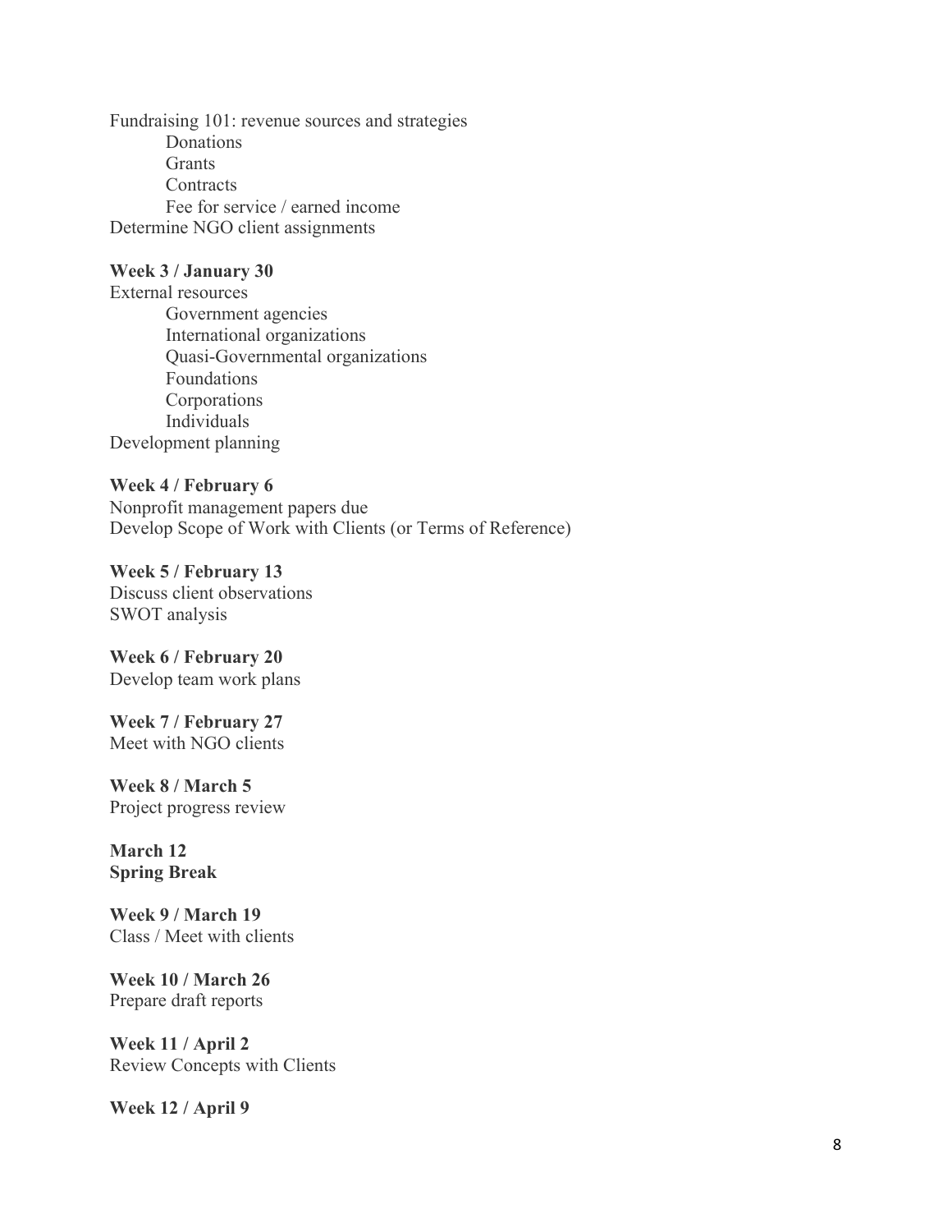Fundraising 101: revenue sources and strategies

- Donations
- Grants
- Contracts
- Fee for service / earned income

Determine NGO client assignments

**Week 3 / January 30**

External resources

- Government agencies
- International organizations
- Quasi-Governmental organizations
- Foundations
- Corporations
- Individuals

Development planning

**Week 4 / February 6**

Nonprofit management papers due

Develop Scope of Work with Clients (or Terms of Reference)

**Week 5 / February 13**

Discuss client observations

SWOT analysis

**Week 6 / February 20**

Develop team work plans

**Week 7 / February 27**

Meet with NGO clients

**Week 8 / March 5**

Project progress review

**March 12**

**Spring Break**

**Week 9 / March 19**

Class / Meet with clients

**Week 10 / March 26**

Prepare draft reports

**Week 11 / April 2**

Review Concepts with Clients

**Week 12 / April 9**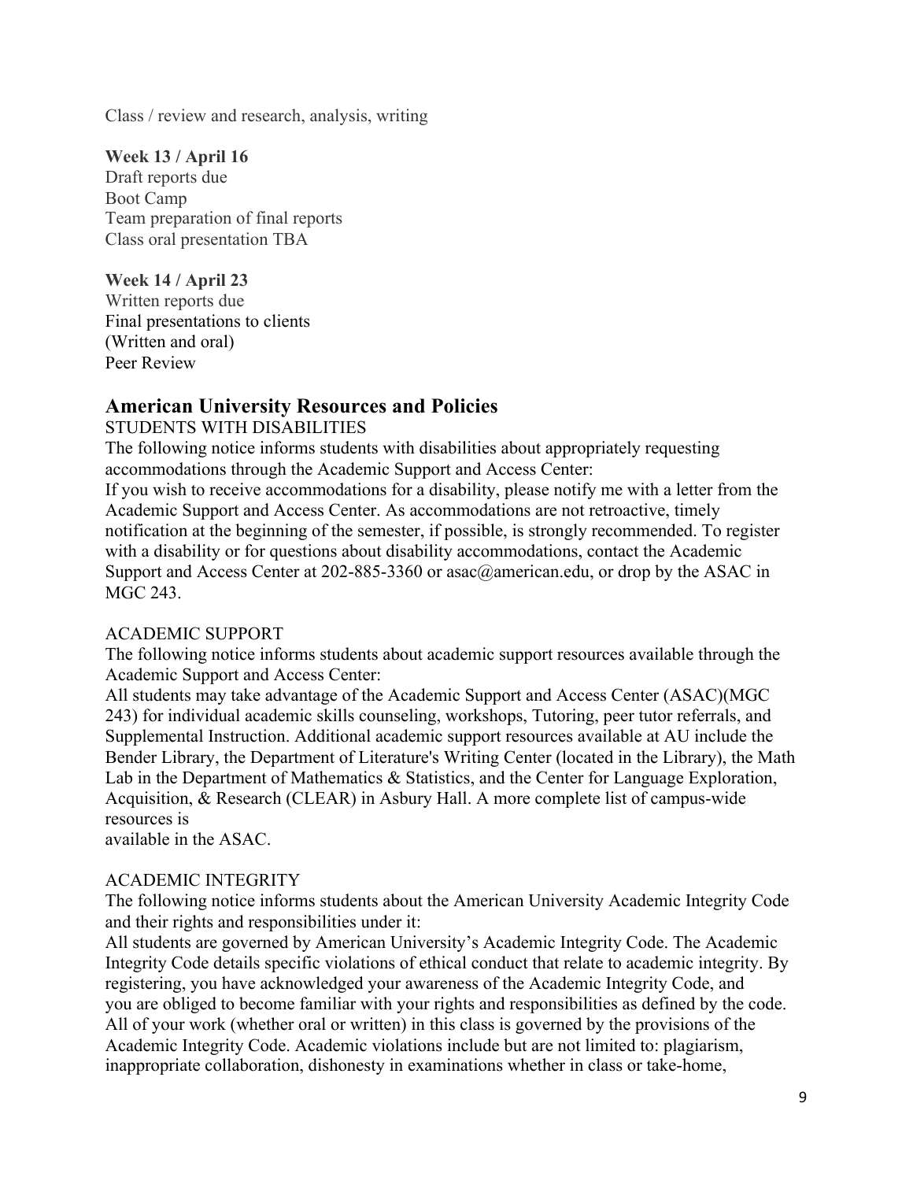Class / review and research, analysis, writing

**Week 13 / April 16**
Draft reports due
Boot Camp
Team preparation of final reports
Class oral presentation TBA

**Week 14 / April 23**
Written reports due
Final presentations to clients
(Written and oral)
Peer Review

## American University Resources and Policies

STUDENTS WITH DISABILITIES

The following notice informs students with disabilities about appropriately requesting accommodations through the Academic Support and Access Center:

If you wish to receive accommodations for a disability, please notify me with a letter from the Academic Support and Access Center. As accommodations are not retroactive, timely notification at the beginning of the semester, if possible, is strongly recommended. To register with a disability or for questions about disability accommodations, contact the Academic Support and Access Center at 202-885-3360 or asac@american.edu, or drop by the ASAC in MGC 243.

ACADEMIC SUPPORT

The following notice informs students about academic support resources available through the Academic Support and Access Center:

All students may take advantage of the Academic Support and Access Center (ASAC)(MGC 243) for individual academic skills counseling, workshops, Tutoring, peer tutor referrals, and Supplemental Instruction. Additional academic support resources available at AU include the Bender Library, the Department of Literature's Writing Center (located in the Library), the Math Lab in the Department of Mathematics & Statistics, and the Center for Language Exploration, Acquisition, & Research (CLEAR) in Asbury Hall. A more complete list of campus-wide resources is
available in the ASAC.

ACADEMIC INTEGRITY

The following notice informs students about the American University Academic Integrity Code and their rights and responsibilities under it:

All students are governed by American University's Academic Integrity Code. The Academic Integrity Code details specific violations of ethical conduct that relate to academic integrity. By registering, you have acknowledged your awareness of the Academic Integrity Code, and you are obliged to become familiar with your rights and responsibilities as defined by the code. All of your work (whether oral or written) in this class is governed by the provisions of the Academic Integrity Code. Academic violations include but are not limited to: plagiarism, inappropriate collaboration, dishonesty in examinations whether in class or take-home,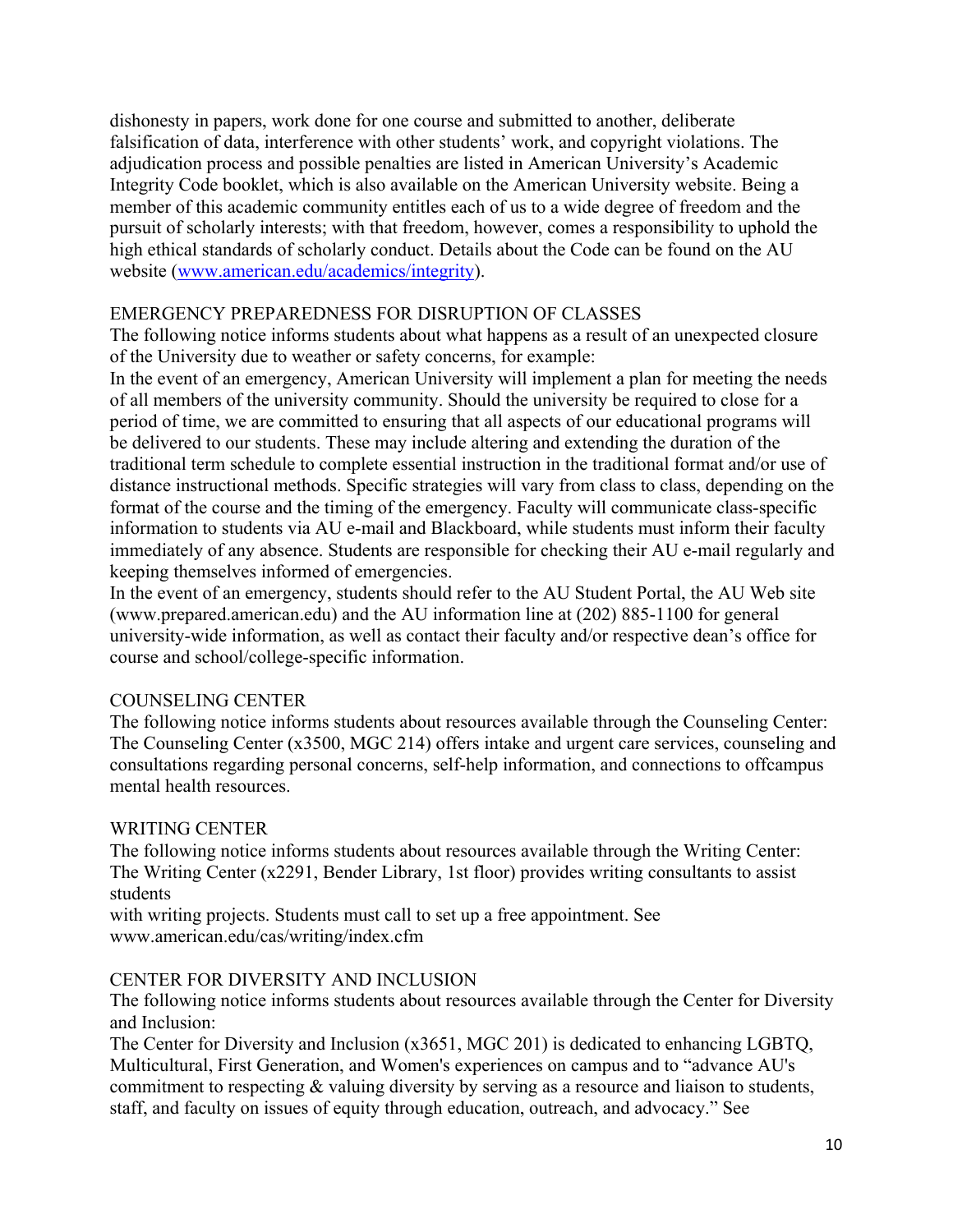dishonesty in papers, work done for one course and submitted to another, deliberate falsification of data, interference with other students' work, and copyright violations. The adjudication process and possible penalties are listed in American University's Academic Integrity Code booklet, which is also available on the American University website. Being a member of this academic community entitles each of us to a wide degree of freedom and the pursuit of scholarly interests; with that freedom, however, comes a responsibility to uphold the high ethical standards of scholarly conduct. Details about the Code can be found on the AU website (www.american.edu/academics/integrity).

## EMERGENCY PREPAREDNESS FOR DISRUPTION OF CLASSES

The following notice informs students about what happens as a result of an unexpected closure of the University due to weather or safety concerns, for example:

In the event of an emergency, American University will implement a plan for meeting the needs of all members of the university community. Should the university be required to close for a period of time, we are committed to ensuring that all aspects of our educational programs will be delivered to our students. These may include altering and extending the duration of the traditional term schedule to complete essential instruction in the traditional format and/or use of distance instructional methods. Specific strategies will vary from class to class, depending on the format of the course and the timing of the emergency. Faculty will communicate class-specific information to students via AU e-mail and Blackboard, while students must inform their faculty immediately of any absence. Students are responsible for checking their AU e-mail regularly and keeping themselves informed of emergencies.

In the event of an emergency, students should refer to the AU Student Portal, the AU Web site (www.prepared.american.edu) and the AU information line at (202) 885-1100 for general university-wide information, as well as contact their faculty and/or respective dean's office for course and school/college-specific information.

## COUNSELING CENTER

The following notice informs students about resources available through the Counseling Center:
The Counseling Center (x3500, MGC 214) offers intake and urgent care services, counseling and consultations regarding personal concerns, self-help information, and connections to offcampus mental health resources.

## WRITING CENTER

The following notice informs students about resources available through the Writing Center:
The Writing Center (x2291, Bender Library, 1st floor) provides writing consultants to assist students
with writing projects. Students must call to set up a free appointment. See www.american.edu/cas/writing/index.cfm

## CENTER FOR DIVERSITY AND INCLUSION

The following notice informs students about resources available through the Center for Diversity and Inclusion:
The Center for Diversity and Inclusion (x3651, MGC 201) is dedicated to enhancing LGBTQ, Multicultural, First Generation, and Women's experiences on campus and to "advance AU's commitment to respecting & valuing diversity by serving as a resource and liaison to students, staff, and faculty on issues of equity through education, outreach, and advocacy." See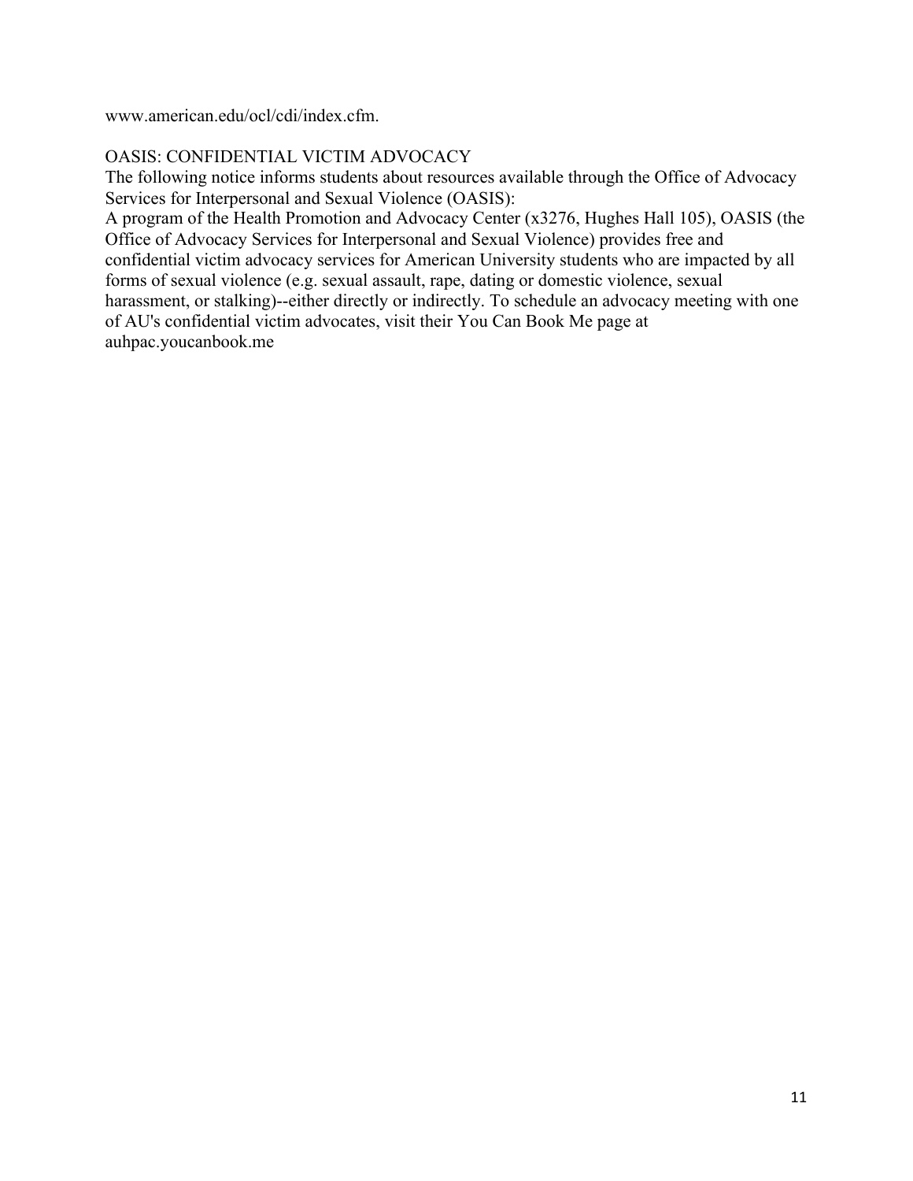www.american.edu/ocl/cdi/index.cfm.

## OASIS: CONFIDENTIAL VICTIM ADVOCACY

The following notice informs students about resources available through the Office of Advocacy Services for Interpersonal and Sexual Violence (OASIS):

A program of the Health Promotion and Advocacy Center (x3276, Hughes Hall 105), OASIS (the Office of Advocacy Services for Interpersonal and Sexual Violence) provides free and confidential victim advocacy services for American University students who are impacted by all forms of sexual violence (e.g. sexual assault, rape, dating or domestic violence, sexual harassment, or stalking)--either directly or indirectly. To schedule an advocacy meeting with one of AU's confidential victim advocates, visit their You Can Book Me page at auhpac.youcanbook.me